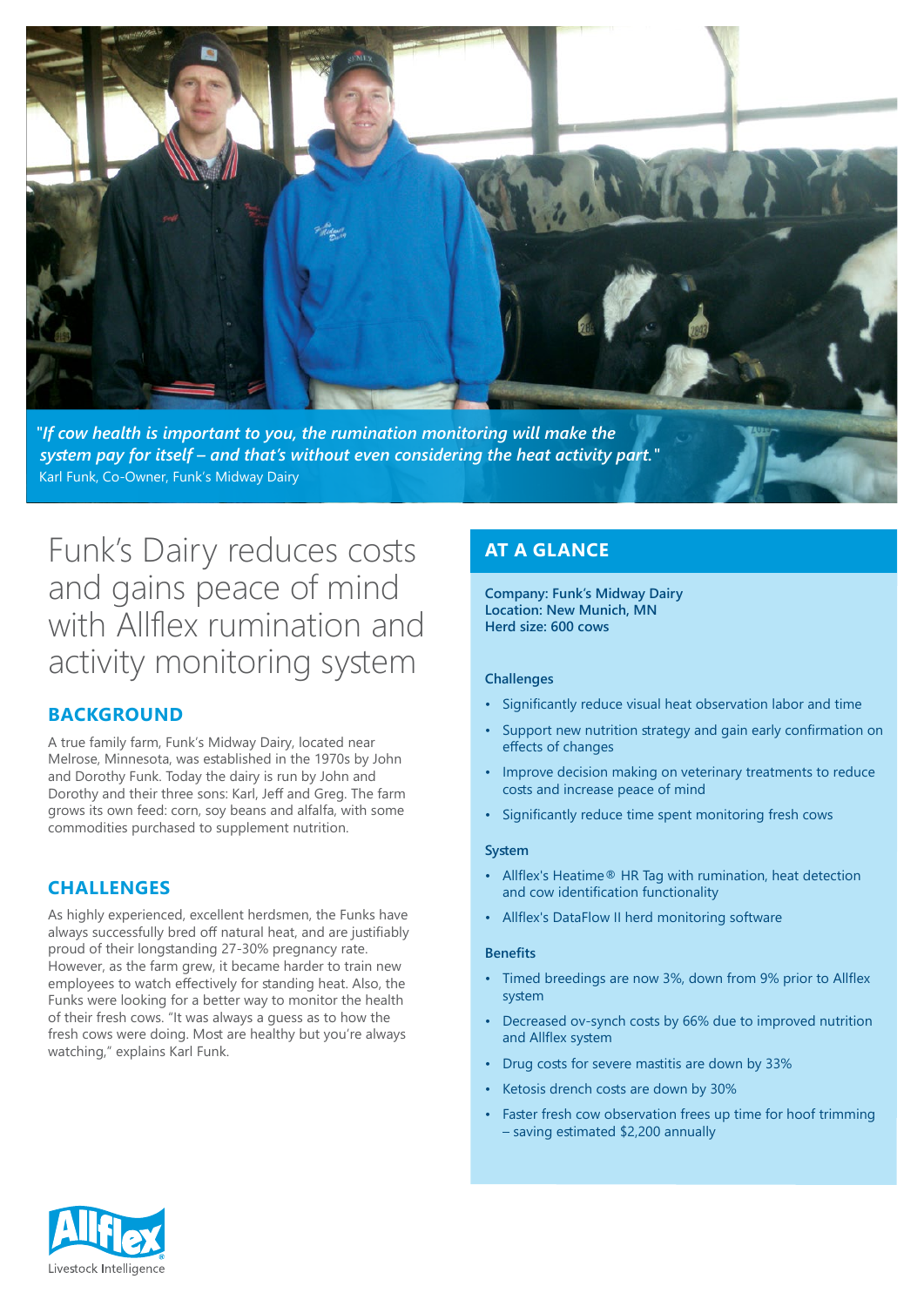*"If cow health is important to you, the rumination monitoring will make the system pay for itself – and that's without even considering the heat activity part."*
Karl Funk, Co-Owner, Funk's Midway Dairy

# Funk's Dairy reduces costs and gains peace of mind with Allflex rumination and activity monitoring system

## BACKGROUND

A true family farm, Funk's Midway Dairy, located near Melrose, Minnesota, was established in the 1970s by John and Dorothy Funk. Today the dairy is run by John and Dorothy and their three sons: Karl, Jeff and Greg. The farm grows its own feed: corn, soy beans and alfalfa, with some commodities purchased to supplement nutrition.

## CHALLENGES

As highly experienced, excellent herdsmen, the Funks have always successfully bred off natural heat, and are justifiably proud of their longstanding 27-30% pregnancy rate. However, as the farm grew, it became harder to train new employees to watch effectively for standing heat. Also, the Funks were looking for a better way to monitor the health of their fresh cows. "It was always a guess as to how the fresh cows were doing. Most are healthy but you're always watching," explains Karl Funk.

## AT A GLANCE

**Company: Funk's Midway Dairy**
**Location: New Munich, MN**
**Herd size: 600 cows**

### Challenges

- Significantly reduce visual heat observation labor and time
- Support new nutrition strategy and gain early confirmation on effects of changes
- Improve decision making on veterinary treatments to reduce costs and increase peace of mind
- Significantly reduce time spent monitoring fresh cows

### System

- Allflex's Heatime® HR Tag with rumination, heat detection and cow identification functionality
- Allflex's DataFlow II herd monitoring software

### Benefits

- Timed breedings are now 3%, down from 9% prior to Allflex system
- Decreased ov-synch costs by 66% due to improved nutrition and Allflex system
- Drug costs for severe mastitis are down by 33%
- Ketosis drench costs are down by 30%
- Faster fresh cow observation frees up time for hoof trimming – saving estimated $2,200 annually

Allflex Livestock Intelligence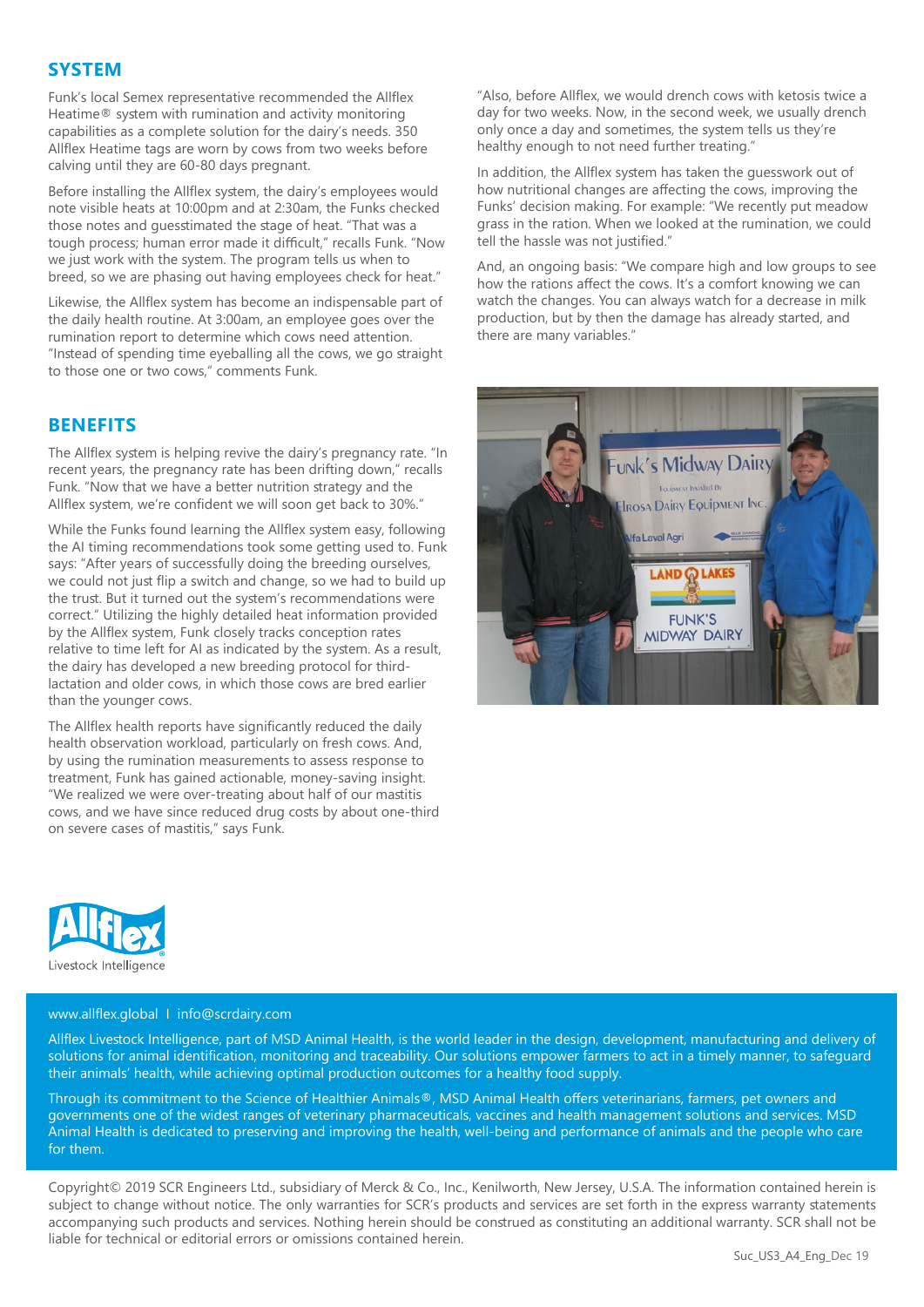## SYSTEM

Funk's local Semex representative recommended the Allflex Heatime® system with rumination and activity monitoring capabilities as a complete solution for the dairy's needs. 350 Allflex Heatime tags are worn by cows from two weeks before calving until they are 60-80 days pregnant.

Before installing the Allflex system, the dairy's employees would note visible heats at 10:00pm and at 2:30am, the Funks checked those notes and guesstimated the stage of heat. "That was a tough process; human error made it difficult," recalls Funk. "Now we just work with the system. The program tells us when to breed, so we are phasing out having employees check for heat."

Likewise, the Allflex system has become an indispensable part of the daily health routine. At 3:00am, an employee goes over the rumination report to determine which cows need attention. "Instead of spending time eyeballing all the cows, we go straight to those one or two cows," comments Funk.

## BENEFITS

The Allflex system is helping revive the dairy's pregnancy rate. "In recent years, the pregnancy rate has been drifting down," recalls Funk. "Now that we have a better nutrition strategy and the Allflex system, we're confident we will soon get back to 30%."

While the Funks found learning the Allflex system easy, following the AI timing recommendations took some getting used to. Funk says: "After years of successfully doing the breeding ourselves, we could not just flip a switch and change, so we had to build up the trust. But it turned out the system's recommendations were correct." Utilizing the highly detailed heat information provided by the Allflex system, Funk closely tracks conception rates relative to time left for AI as indicated by the system. As a result, the dairy has developed a new breeding protocol for third-lactation and older cows, in which those cows are bred earlier than the younger cows.

The Allflex health reports have significantly reduced the daily health observation workload, particularly on fresh cows. And, by using the rumination measurements to assess response to treatment, Funk has gained actionable, money-saving insight. "We realized we were over-treating about half of our mastitis cows, and we have since reduced drug costs by about one-third on severe cases of mastitis," says Funk.

"Also, before Allflex, we would drench cows with ketosis twice a day for two weeks. Now, in the second week, we usually drench only once a day and sometimes, the system tells us they're healthy enough to not need further treating."

In addition, the Allflex system has taken the guesswork out of how nutritional changes are affecting the cows, improving the Funks' decision making. For example: "We recently put meadow grass in the ration. When we looked at the rumination, we could tell the hassle was not justified."

And, an ongoing basis: "We compare high and low groups to see how the rations affect the cows. It's a comfort knowing we can always watch the changes. You can always watch for a decrease in milk production, but by then the damage has already started, and there are many variables."

Allflex Livestock Intelligence

www.allflex.global I info@scrdairy.com

Allflex Livestock Intelligence, part of MSD Animal Health, is the world leader in the design, development, manufacturing and delivery of solutions for animal identification, monitoring and traceability. Our solutions empower farmers to act in a timely manner, to safeguard their animals' health, while achieving optimal production outcomes for a healthy food supply.

Through its commitment to the Science of Healthier Animals®, MSD Animal Health offers veterinarians, farmers, pet owners and governments one of the widest ranges of veterinary pharmaceuticals, vaccines and health management solutions and services. MSD Animal Health is dedicated to preserving and improving the health, well-being and performance of animals and the people who care for them.

Copyright© 2019 SCR Engineers Ltd., subsidiary of Merck & Co., Inc., Kenilworth, New Jersey, U.S.A. The information contained herein is subject to change without notice. The only warranties for SCR's products and services are set forth in the express warranty statements accompanying such products and services. Nothing herein should be construed as constituting an additional warranty. SCR shall not be liable for technical or editorial errors or omissions contained herein.

Suc_US3_A4_Eng_Dec 19